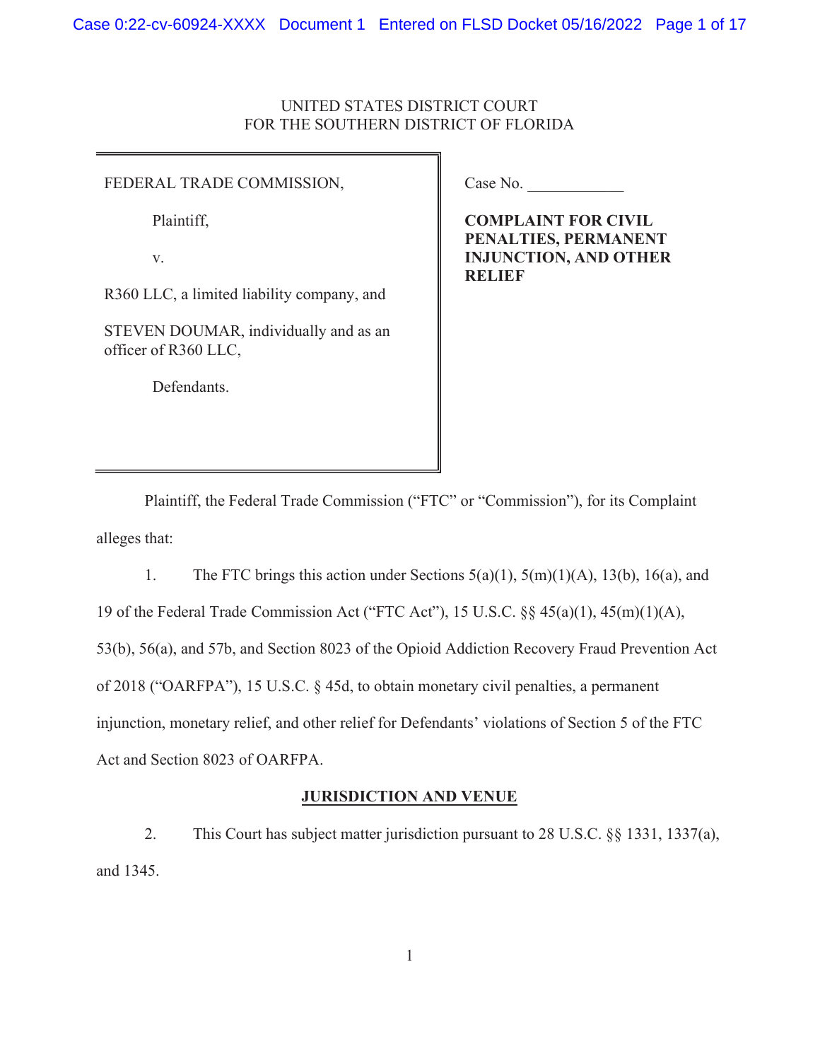UNITED STATES DISTRICT COURT
FOR THE SOUTHERN DISTRICT OF FLORIDA

| | |
|---|---|
| FEDERAL TRADE COMMISSION,<br><br>Plaintiff,<br><br>v.<br><br>R360 LLC, a limited liability company, and<br><br>STEVEN DOUMAR, individually and as an officer of R360 LLC,<br><br>Defendants. | Case No. ____________<br><br>**COMPLAINT FOR CIVIL PENALTIES, PERMANENT INJUNCTION, AND OTHER RELIEF** |

Plaintiff, the Federal Trade Commission ("FTC" or "Commission"), for its Complaint alleges that:

1. The FTC brings this action under Sections 5(a)(1), 5(m)(1)(A), 13(b), 16(a), and 19 of the Federal Trade Commission Act ("FTC Act"), 15 U.S.C. §§ 45(a)(1), 45(m)(1)(A), 53(b), 56(a), and 57b, and Section 8023 of the Opioid Addiction Recovery Fraud Prevention Act of 2018 ("OARFPA"), 15 U.S.C. § 45d, to obtain monetary civil penalties, a permanent injunction, monetary relief, and other relief for Defendants' violations of Section 5 of the FTC Act and Section 8023 of OARFPA.

## JURISDICTION AND VENUE

2. This Court has subject matter jurisdiction pursuant to 28 U.S.C. §§ 1331, 1337(a), and 1345.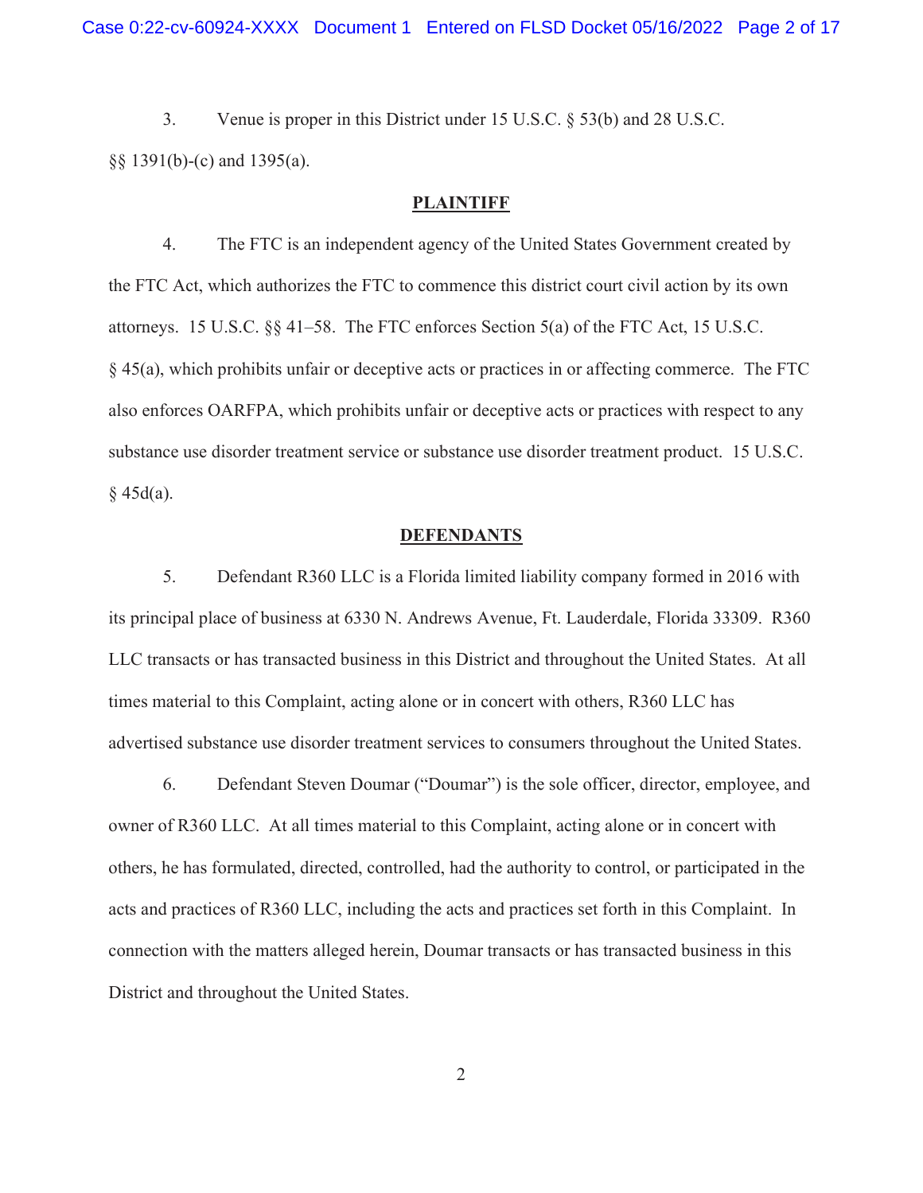3. Venue is proper in this District under 15 U.S.C. § 53(b) and 28 U.S.C. §§ 1391(b)-(c) and 1395(a).

## PLAINTIFF

4. The FTC is an independent agency of the United States Government created by the FTC Act, which authorizes the FTC to commence this district court civil action by its own attorneys. 15 U.S.C. §§ 41–58. The FTC enforces Section 5(a) of the FTC Act, 15 U.S.C. § 45(a), which prohibits unfair or deceptive acts or practices in or affecting commerce. The FTC also enforces OARFPA, which prohibits unfair or deceptive acts or practices with respect to any substance use disorder treatment service or substance use disorder treatment product. 15 U.S.C. § 45d(a).

## DEFENDANTS

5. Defendant R360 LLC is a Florida limited liability company formed in 2016 with its principal place of business at 6330 N. Andrews Avenue, Ft. Lauderdale, Florida 33309. R360 LLC transacts or has transacted business in this District and throughout the United States. At all times material to this Complaint, acting alone or in concert with others, R360 LLC has advertised substance use disorder treatment services to consumers throughout the United States.

6. Defendant Steven Doumar ("Doumar") is the sole officer, director, employee, and owner of R360 LLC. At all times material to this Complaint, acting alone or in concert with others, he has formulated, directed, controlled, had the authority to control, or participated in the acts and practices of R360 LLC, including the acts and practices set forth in this Complaint. In connection with the matters alleged herein, Doumar transacts or has transacted business in this District and throughout the United States.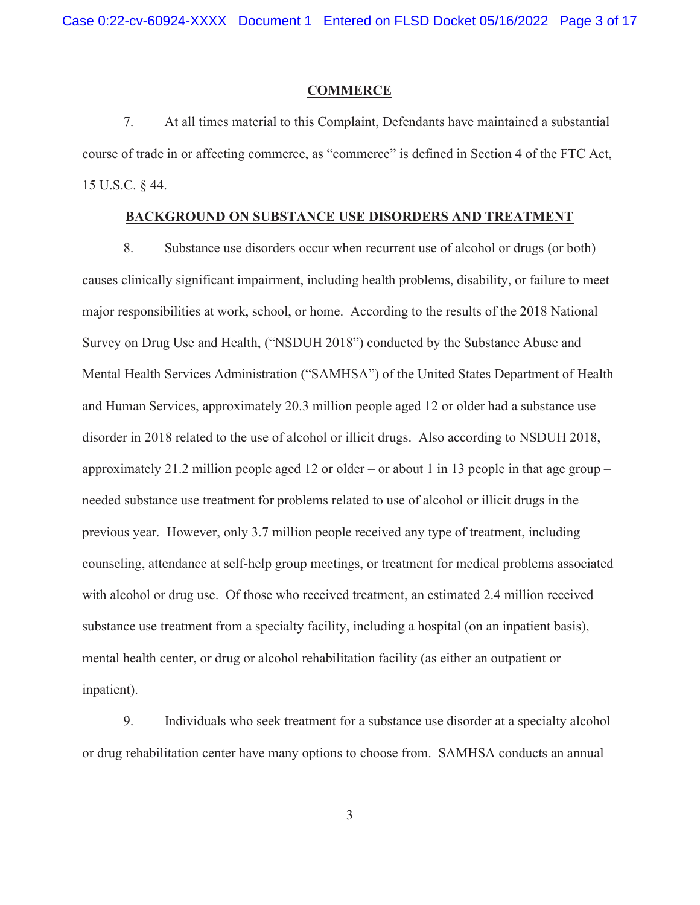## COMMERCE

7. At all times material to this Complaint, Defendants have maintained a substantial course of trade in or affecting commerce, as "commerce" is defined in Section 4 of the FTC Act, 15 U.S.C. § 44.

## BACKGROUND ON SUBSTANCE USE DISORDERS AND TREATMENT

8. Substance use disorders occur when recurrent use of alcohol or drugs (or both) causes clinically significant impairment, including health problems, disability, or failure to meet major responsibilities at work, school, or home. According to the results of the 2018 National Survey on Drug Use and Health, ("NSDUH 2018") conducted by the Substance Abuse and Mental Health Services Administration ("SAMHSA") of the United States Department of Health and Human Services, approximately 20.3 million people aged 12 or older had a substance use disorder in 2018 related to the use of alcohol or illicit drugs. Also according to NSDUH 2018, approximately 21.2 million people aged 12 or older – or about 1 in 13 people in that age group – needed substance use treatment for problems related to use of alcohol or illicit drugs in the previous year. However, only 3.7 million people received any type of treatment, including counseling, attendance at self-help group meetings, or treatment for medical problems associated with alcohol or drug use. Of those who received treatment, an estimated 2.4 million received substance use treatment from a specialty facility, including a hospital (on an inpatient basis), mental health center, or drug or alcohol rehabilitation facility (as either an outpatient or inpatient).

9. Individuals who seek treatment for a substance use disorder at a specialty alcohol or drug rehabilitation center have many options to choose from. SAMHSA conducts an annual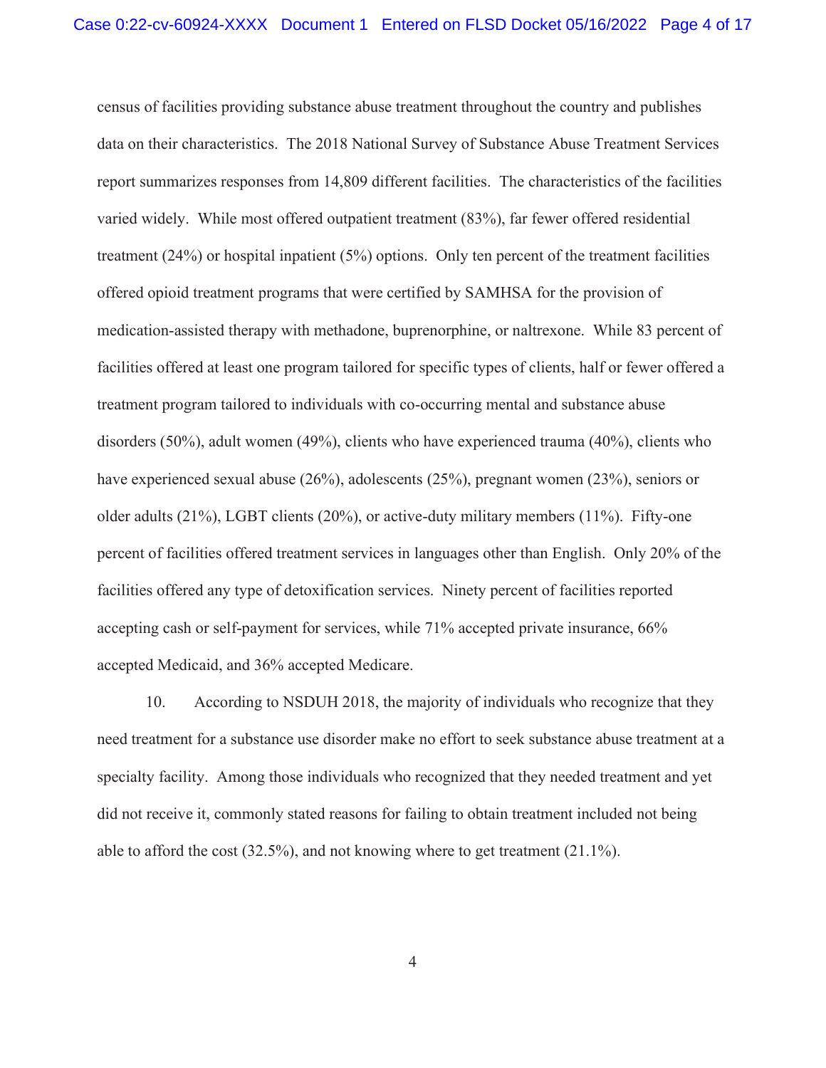census of facilities providing substance abuse treatment throughout the country and publishes data on their characteristics. The 2018 National Survey of Substance Abuse Treatment Services report summarizes responses from 14,809 different facilities. The characteristics of the facilities varied widely. While most offered outpatient treatment (83%), far fewer offered residential treatment (24%) or hospital inpatient (5%) options. Only ten percent of the treatment facilities offered opioid treatment programs that were certified by SAMHSA for the provision of medication-assisted therapy with methadone, buprenorphine, or naltrexone. While 83 percent of facilities offered at least one program tailored for specific types of clients, half or fewer offered a treatment program tailored to individuals with co-occurring mental and substance abuse disorders (50%), adult women (49%), clients who have experienced trauma (40%), clients who have experienced sexual abuse (26%), adolescents (25%), pregnant women (23%), seniors or older adults (21%), LGBT clients (20%), or active-duty military members (11%). Fifty-one percent of facilities offered treatment services in languages other than English. Only 20% of the facilities offered any type of detoxification services. Ninety percent of facilities reported accepting cash or self-payment for services, while 71% accepted private insurance, 66% accepted Medicaid, and 36% accepted Medicare.

10. According to NSDUH 2018, the majority of individuals who recognize that they need treatment for a substance use disorder make no effort to seek substance abuse treatment at a specialty facility. Among those individuals who recognized that they needed treatment and yet did not receive it, commonly stated reasons for failing to obtain treatment included not being able to afford the cost (32.5%), and not knowing where to get treatment (21.1%).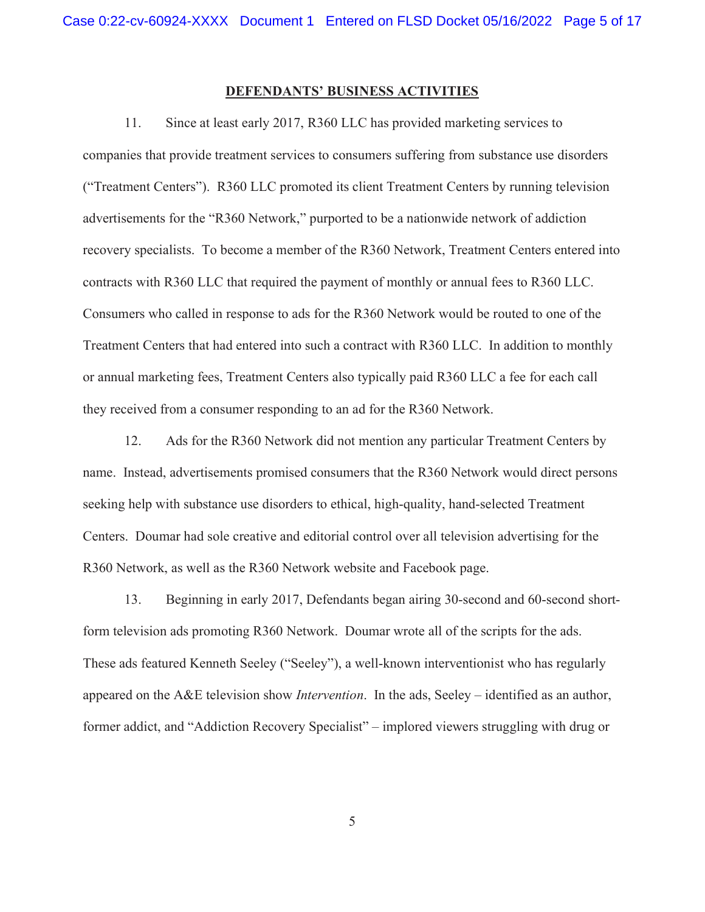## DEFENDANTS' BUSINESS ACTIVITIES

11. Since at least early 2017, R360 LLC has provided marketing services to companies that provide treatment services to consumers suffering from substance use disorders ("Treatment Centers"). R360 LLC promoted its client Treatment Centers by running television advertisements for the "R360 Network," purported to be a nationwide network of addiction recovery specialists. To become a member of the R360 Network, Treatment Centers entered into contracts with R360 LLC that required the payment of monthly or annual fees to R360 LLC. Consumers who called in response to ads for the R360 Network would be routed to one of the Treatment Centers that had entered into such a contract with R360 LLC. In addition to monthly or annual marketing fees, Treatment Centers also typically paid R360 LLC a fee for each call they received from a consumer responding to an ad for the R360 Network.

12. Ads for the R360 Network did not mention any particular Treatment Centers by name. Instead, advertisements promised consumers that the R360 Network would direct persons seeking help with substance use disorders to ethical, high-quality, hand-selected Treatment Centers. Doumar had sole creative and editorial control over all television advertising for the R360 Network, as well as the R360 Network website and Facebook page.

13. Beginning in early 2017, Defendants began airing 30-second and 60-second short-form television ads promoting R360 Network. Doumar wrote all of the scripts for the ads. These ads featured Kenneth Seeley ("Seeley"), a well-known interventionist who has regularly appeared on the A&E television show *Intervention*. In the ads, Seeley – identified as an author, former addict, and "Addiction Recovery Specialist" – implored viewers struggling with drug or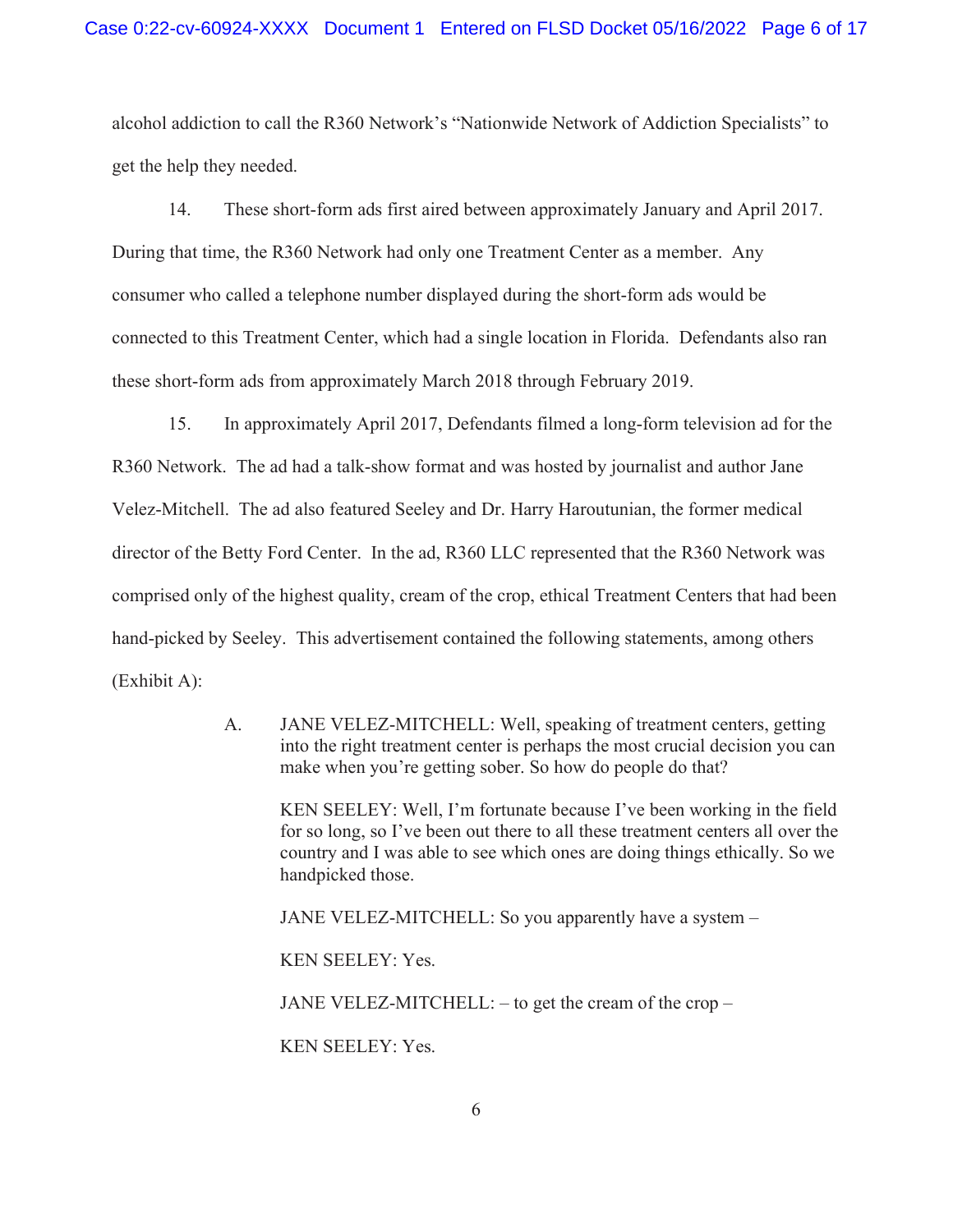alcohol addiction to call the R360 Network's "Nationwide Network of Addiction Specialists" to get the help they needed.

14. These short-form ads first aired between approximately January and April 2017. During that time, the R360 Network had only one Treatment Center as a member. Any consumer who called a telephone number displayed during the short-form ads would be connected to this Treatment Center, which had a single location in Florida. Defendants also ran these short-form ads from approximately March 2018 through February 2019.

15. In approximately April 2017, Defendants filmed a long-form television ad for the R360 Network. The ad had a talk-show format and was hosted by journalist and author Jane Velez-Mitchell. The ad also featured Seeley and Dr. Harry Haroutunian, the former medical director of the Betty Ford Center. In the ad, R360 LLC represented that the R360 Network was comprised only of the highest quality, cream of the crop, ethical Treatment Centers that had been hand-picked by Seeley. This advertisement contained the following statements, among others (Exhibit A):

> A. JANE VELEZ-MITCHELL: Well, speaking of treatment centers, getting into the right treatment center is perhaps the most crucial decision you can make when you're getting sober. So how do people do that?
>
> KEN SEELEY: Well, I'm fortunate because I've been working in the field for so long, so I've been out there to all these treatment centers all over the country and I was able to see which ones are doing things ethically. So we handpicked those.
>
> JANE VELEZ-MITCHELL: So you apparently have a system –
>
> KEN SEELEY: Yes.
>
> JANE VELEZ-MITCHELL: – to get the cream of the crop –
>
> KEN SEELEY: Yes.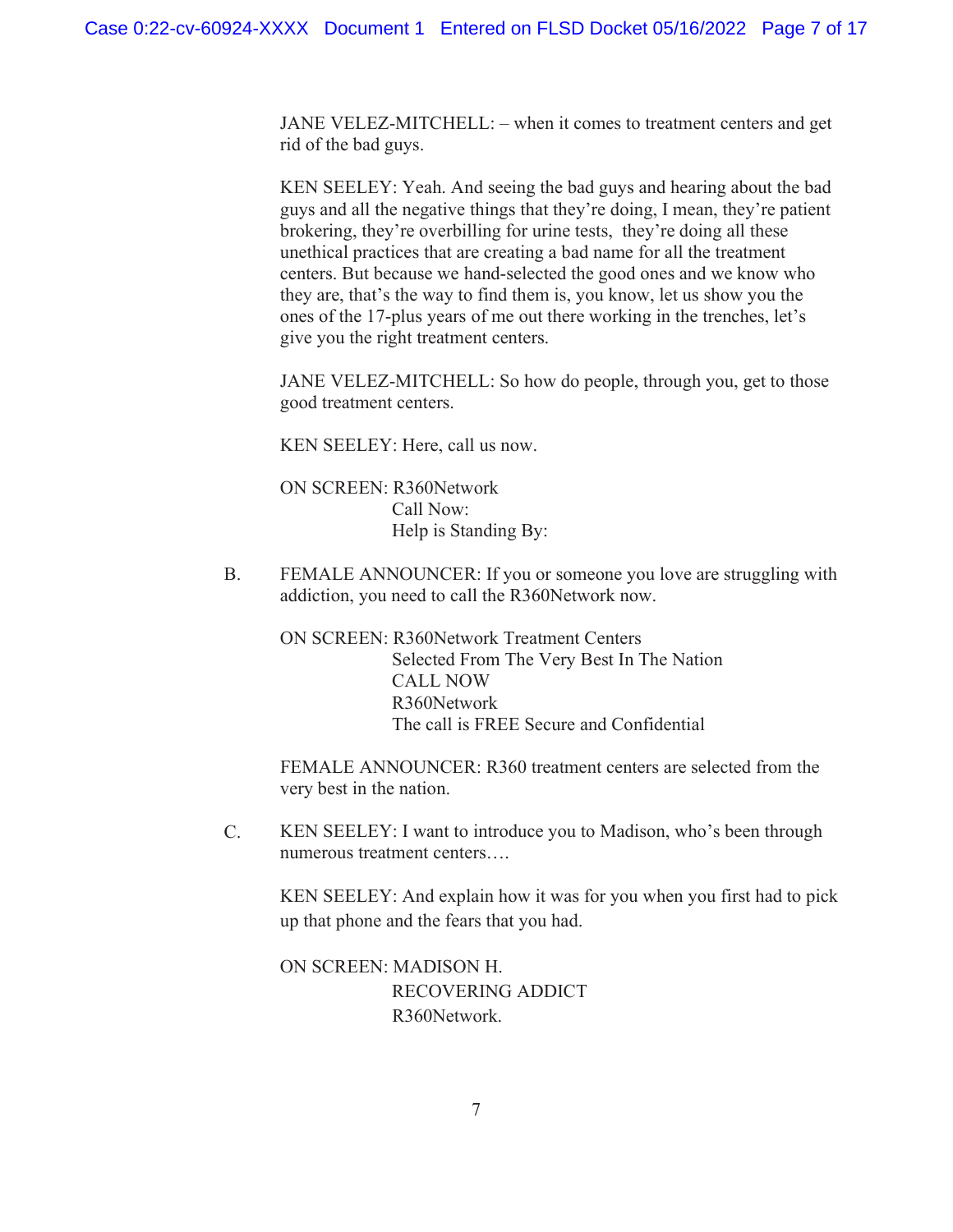JANE VELEZ-MITCHELL: – when it comes to treatment centers and get rid of the bad guys.

KEN SEELEY: Yeah. And seeing the bad guys and hearing about the bad guys and all the negative things that they're doing, I mean, they're patient brokering, they're overbilling for urine tests, they're doing all these unethical practices that are creating a bad name for all the treatment centers. But because we hand-selected the good ones and we know who they are, that's the way to find them is, you know, let us show you the ones of the 17-plus years of me out there working in the trenches, let's give you the right treatment centers.

JANE VELEZ-MITCHELL: So how do people, through you, get to those good treatment centers.

KEN SEELEY: Here, call us now.

ON SCREEN: R360Network
Call Now:
Help is Standing By:

B. FEMALE ANNOUNCER: If you or someone you love are struggling with addiction, you need to call the R360Network now.

ON SCREEN: R360Network Treatment Centers
Selected From The Very Best In The Nation
CALL NOW
R360Network
The call is FREE Secure and Confidential

FEMALE ANNOUNCER: R360 treatment centers are selected from the very best in the nation.

C. KEN SEELEY: I want to introduce you to Madison, who's been through numerous treatment centers….

KEN SEELEY: And explain how it was for you when you first had to pick up that phone and the fears that you had.

ON SCREEN: MADISON H.
RECOVERING ADDICT
R360Network.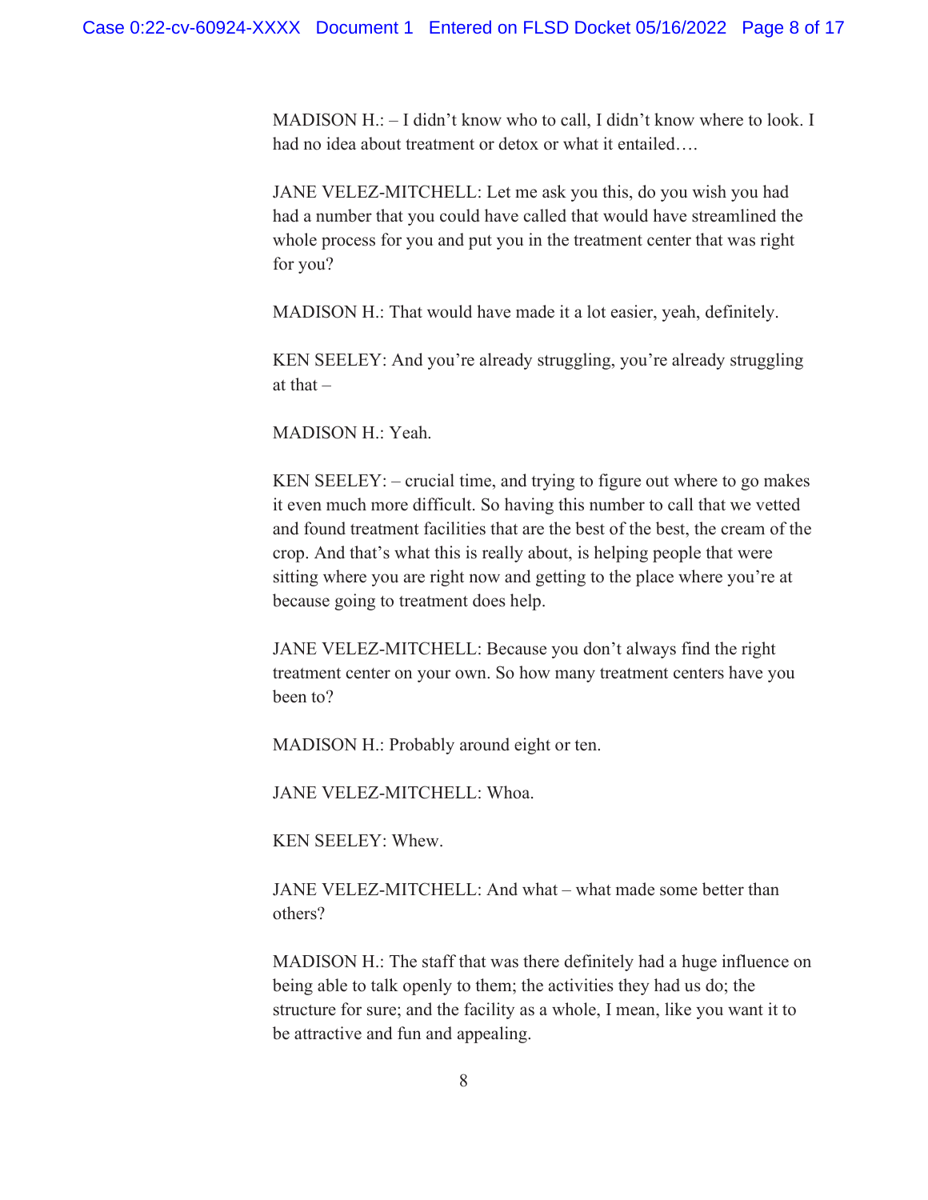MADISON H.: – I didn't know who to call, I didn't know where to look. I had no idea about treatment or detox or what it entailed….

JANE VELEZ-MITCHELL: Let me ask you this, do you wish you had had a number that you could have called that would have streamlined the whole process for you and put you in the treatment center that was right for you?

MADISON H.: That would have made it a lot easier, yeah, definitely.

KEN SEELEY: And you're already struggling, you're already struggling at that –

MADISON H.: Yeah.

KEN SEELEY: – crucial time, and trying to figure out where to go makes it even much more difficult. So having this number to call that we vetted and found treatment facilities that are the best of the best, the cream of the crop. And that's what this is really about, is helping people that were sitting where you are right now and getting to the place where you're at because going to treatment does help.

JANE VELEZ-MITCHELL: Because you don't always find the right treatment center on your own. So how many treatment centers have you been to?

MADISON H.: Probably around eight or ten.

JANE VELEZ-MITCHELL: Whoa.

KEN SEELEY: Whew.

JANE VELEZ-MITCHELL: And what – what made some better than others?

MADISON H.: The staff that was there definitely had a huge influence on being able to talk openly to them; the activities they had us do; the structure for sure; and the facility as a whole, I mean, like you want it to be attractive and fun and appealing.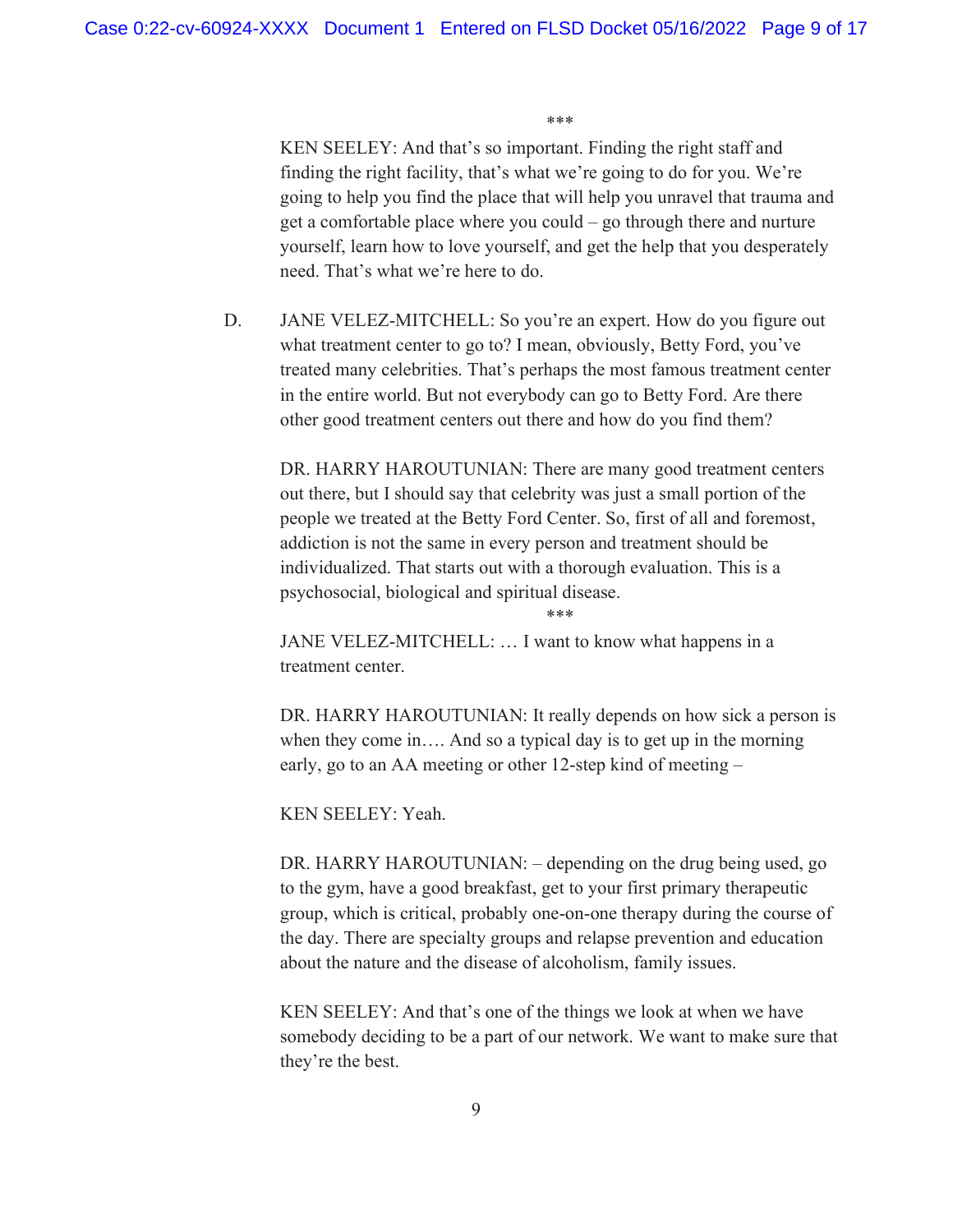\*\*\*

KEN SEELEY: And that's so important. Finding the right staff and finding the right facility, that's what we're going to do for you. We're going to help you find the place that will help you unravel that trauma and get a comfortable place where you could – go through there and nurture yourself, learn how to love yourself, and get the help that you desperately need. That's what we're here to do.

D. JANE VELEZ-MITCHELL: So you're an expert. How do you figure out what treatment center to go to? I mean, obviously, Betty Ford, you've treated many celebrities. That's perhaps the most famous treatment center in the entire world. But not everybody can go to Betty Ford. Are there other good treatment centers out there and how do you find them?

DR. HARRY HAROUTUNIAN: There are many good treatment centers out there, but I should say that celebrity was just a small portion of the people we treated at the Betty Ford Center. So, first of all and foremost, addiction is not the same in every person and treatment should be individualized. That starts out with a thorough evaluation. This is a psychosocial, biological and spiritual disease.

\*\*\*

JANE VELEZ-MITCHELL: … I want to know what happens in a treatment center.

DR. HARRY HAROUTUNIAN: It really depends on how sick a person is when they come in…. And so a typical day is to get up in the morning early, go to an AA meeting or other 12-step kind of meeting –

KEN SEELEY: Yeah.

DR. HARRY HAROUTUNIAN: – depending on the drug being used, go to the gym, have a good breakfast, get to your first primary therapeutic group, which is critical, probably one-on-one therapy during the course of the day. There are specialty groups and relapse prevention and education about the nature and the disease of alcoholism, family issues.

KEN SEELEY: And that's one of the things we look at when we have somebody deciding to be a part of our network. We want to make sure that they're the best.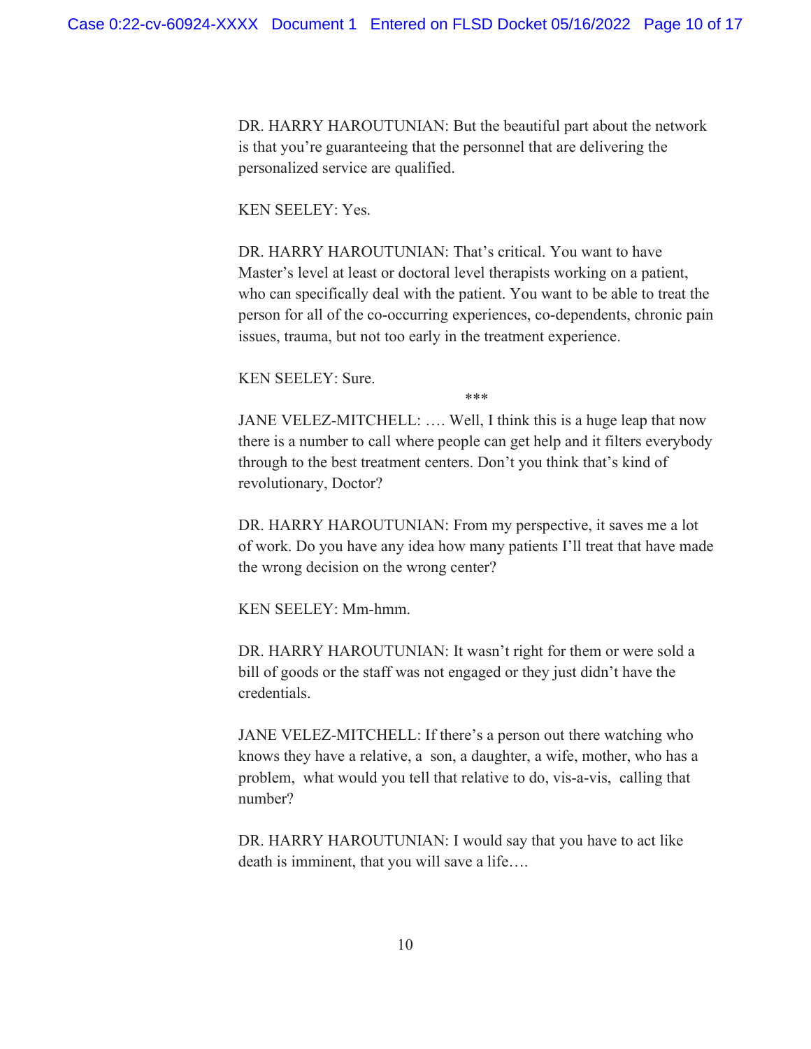DR. HARRY HAROUTUNIAN: But the beautiful part about the network is that you're guaranteeing that the personnel that are delivering the personalized service are qualified.

KEN SEELEY: Yes.

DR. HARRY HAROUTUNIAN: That's critical. You want to have Master's level at least or doctoral level therapists working on a patient, who can specifically deal with the patient. You want to be able to treat the person for all of the co-occurring experiences, co-dependents, chronic pain issues, trauma, but not too early in the treatment experience.

KEN SEELEY: Sure.

***

JANE VELEZ-MITCHELL: …. Well, I think this is a huge leap that now there is a number to call where people can get help and it filters everybody through to the best treatment centers. Don't you think that's kind of revolutionary, Doctor?

DR. HARRY HAROUTUNIAN: From my perspective, it saves me a lot of work. Do you have any idea how many patients I'll treat that have made the wrong decision on the wrong center?

KEN SEELEY: Mm-hmm.

DR. HARRY HAROUTUNIAN: It wasn't right for them or were sold a bill of goods or the staff was not engaged or they just didn't have the credentials.

JANE VELEZ-MITCHELL: If there's a person out there watching who knows they have a relative, a son, a daughter, a wife, mother, who has a problem, what would you tell that relative to do, vis-a-vis, calling that number?

DR. HARRY HAROUTUNIAN: I would say that you have to act like death is imminent, that you will save a life….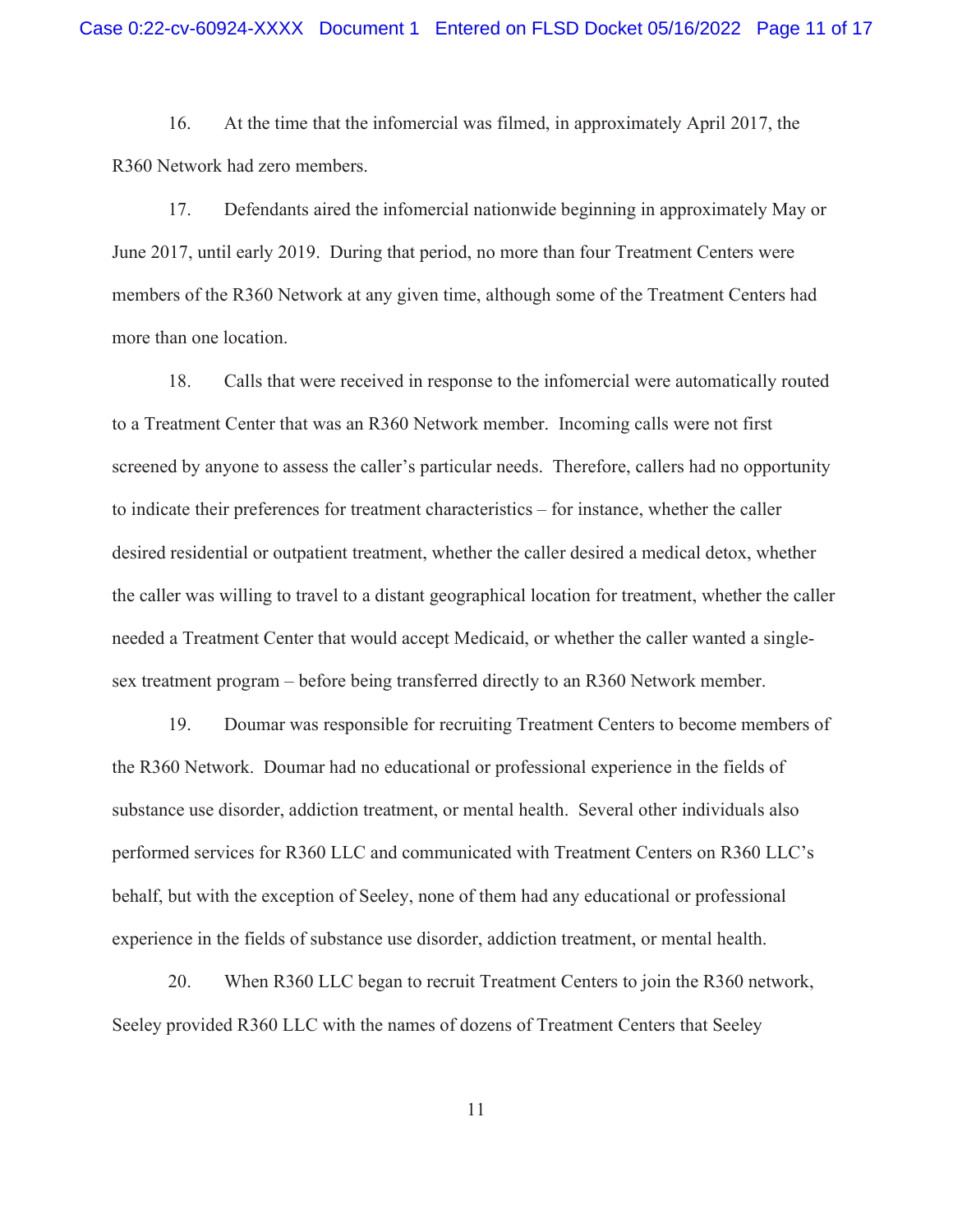16. At the time that the infomercial was filmed, in approximately April 2017, the R360 Network had zero members.

17. Defendants aired the infomercial nationwide beginning in approximately May or June 2017, until early 2019. During that period, no more than four Treatment Centers were members of the R360 Network at any given time, although some of the Treatment Centers had more than one location.

18. Calls that were received in response to the infomercial were automatically routed to a Treatment Center that was an R360 Network member. Incoming calls were not first screened by anyone to assess the caller's particular needs. Therefore, callers had no opportunity to indicate their preferences for treatment characteristics – for instance, whether the caller desired residential or outpatient treatment, whether the caller desired a medical detox, whether the caller was willing to travel to a distant geographical location for treatment, whether the caller needed a Treatment Center that would accept Medicaid, or whether the caller wanted a single-sex treatment program – before being transferred directly to an R360 Network member.

19. Doumar was responsible for recruiting Treatment Centers to become members of the R360 Network. Doumar had no educational or professional experience in the fields of substance use disorder, addiction treatment, or mental health. Several other individuals also performed services for R360 LLC and communicated with Treatment Centers on R360 LLC's behalf, but with the exception of Seeley, none of them had any educational or professional experience in the fields of substance use disorder, addiction treatment, or mental health.

20. When R360 LLC began to recruit Treatment Centers to join the R360 network, Seeley provided R360 LLC with the names of dozens of Treatment Centers that Seeley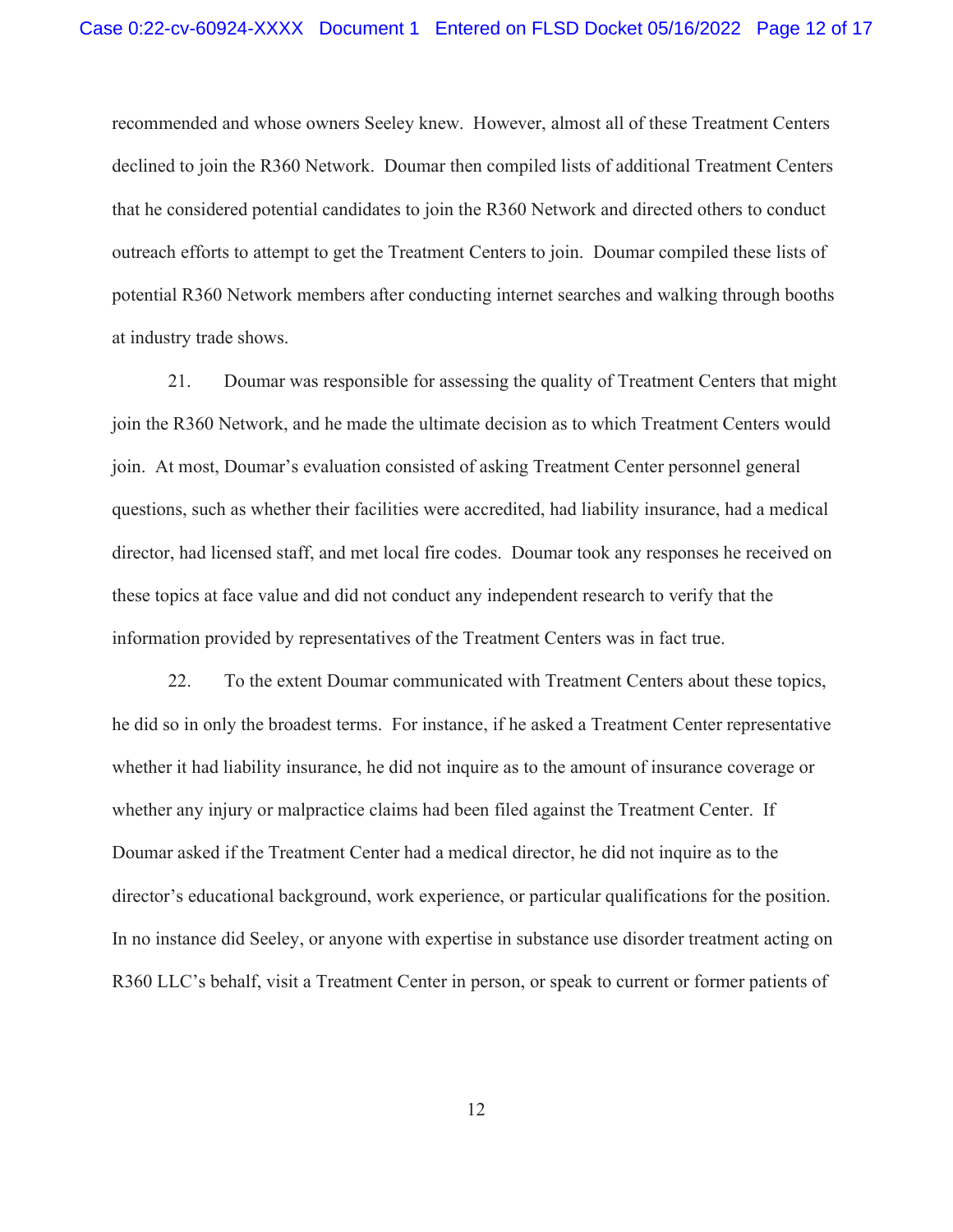recommended and whose owners Seeley knew. However, almost all of these Treatment Centers declined to join the R360 Network. Doumar then compiled lists of additional Treatment Centers that he considered potential candidates to join the R360 Network and directed others to conduct outreach efforts to attempt to get the Treatment Centers to join. Doumar compiled these lists of potential R360 Network members after conducting internet searches and walking through booths at industry trade shows.

21. Doumar was responsible for assessing the quality of Treatment Centers that might join the R360 Network, and he made the ultimate decision as to which Treatment Centers would join. At most, Doumar's evaluation consisted of asking Treatment Center personnel general questions, such as whether their facilities were accredited, had liability insurance, had a medical director, had licensed staff, and met local fire codes. Doumar took any responses he received on these topics at face value and did not conduct any independent research to verify that the information provided by representatives of the Treatment Centers was in fact true.

22. To the extent Doumar communicated with Treatment Centers about these topics, he did so in only the broadest terms. For instance, if he asked a Treatment Center representative whether it had liability insurance, he did not inquire as to the amount of insurance coverage or whether any injury or malpractice claims had been filed against the Treatment Center. If Doumar asked if the Treatment Center had a medical director, he did not inquire as to the director's educational background, work experience, or particular qualifications for the position. In no instance did Seeley, or anyone with expertise in substance use disorder treatment acting on R360 LLC's behalf, visit a Treatment Center in person, or speak to current or former patients of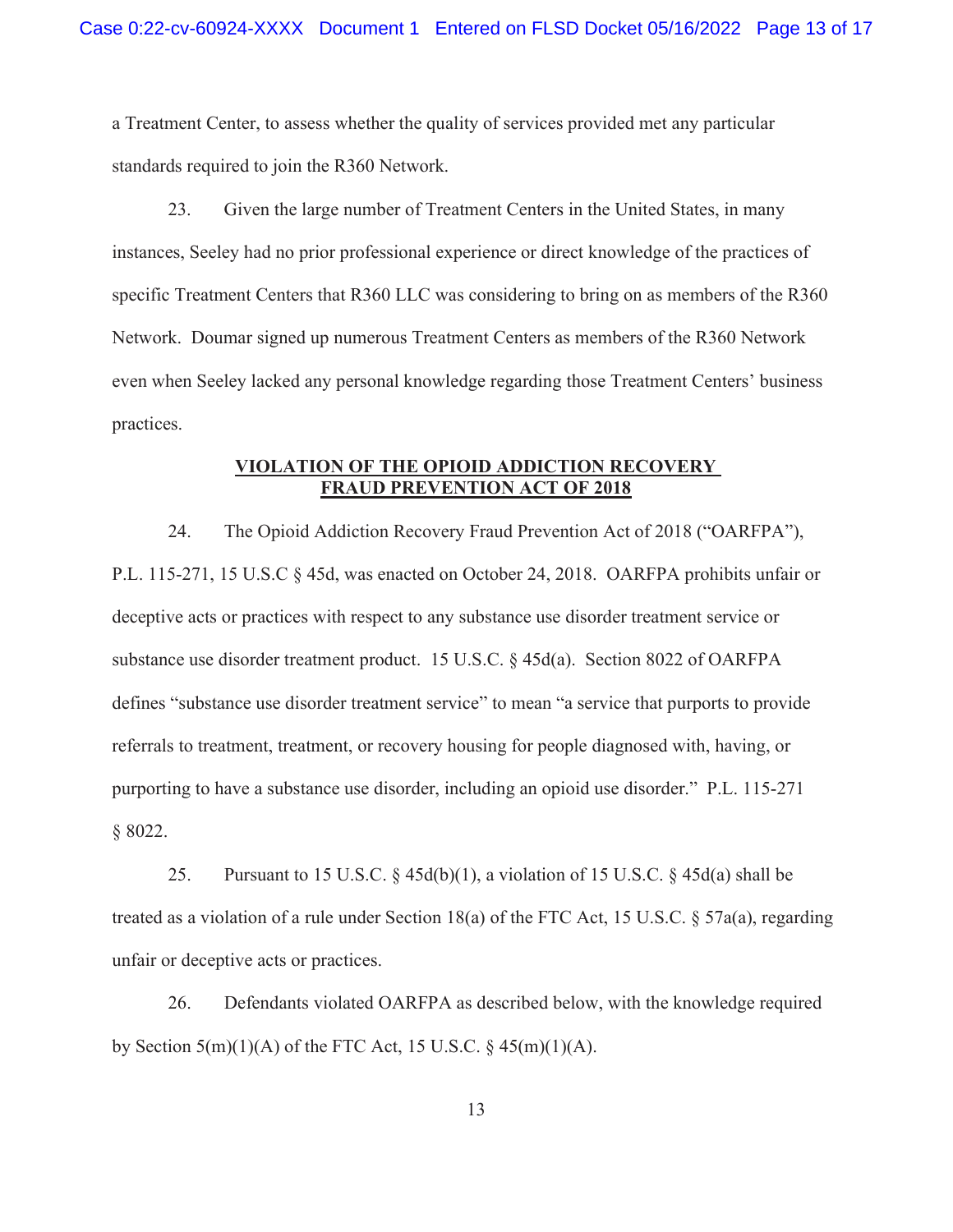a Treatment Center, to assess whether the quality of services provided met any particular standards required to join the R360 Network.

23. Given the large number of Treatment Centers in the United States, in many instances, Seeley had no prior professional experience or direct knowledge of the practices of specific Treatment Centers that R360 LLC was considering to bring on as members of the R360 Network. Doumar signed up numerous Treatment Centers as members of the R360 Network even when Seeley lacked any personal knowledge regarding those Treatment Centers' business practices.

## VIOLATION OF THE OPIOID ADDICTION RECOVERY FRAUD PREVENTION ACT OF 2018

24. The Opioid Addiction Recovery Fraud Prevention Act of 2018 ("OARFPA"), P.L. 115-271, 15 U.S.C § 45d, was enacted on October 24, 2018. OARFPA prohibits unfair or deceptive acts or practices with respect to any substance use disorder treatment service or substance use disorder treatment product. 15 U.S.C. § 45d(a). Section 8022 of OARFPA defines "substance use disorder treatment service" to mean "a service that purports to provide referrals to treatment, treatment, or recovery housing for people diagnosed with, having, or purporting to have a substance use disorder, including an opioid use disorder." P.L. 115-271 § 8022.

25. Pursuant to 15 U.S.C. § 45d(b)(1), a violation of 15 U.S.C. § 45d(a) shall be treated as a violation of a rule under Section 18(a) of the FTC Act, 15 U.S.C. § 57a(a), regarding unfair or deceptive acts or practices.

26. Defendants violated OARFPA as described below, with the knowledge required by Section 5(m)(1)(A) of the FTC Act, 15 U.S.C. § 45(m)(1)(A).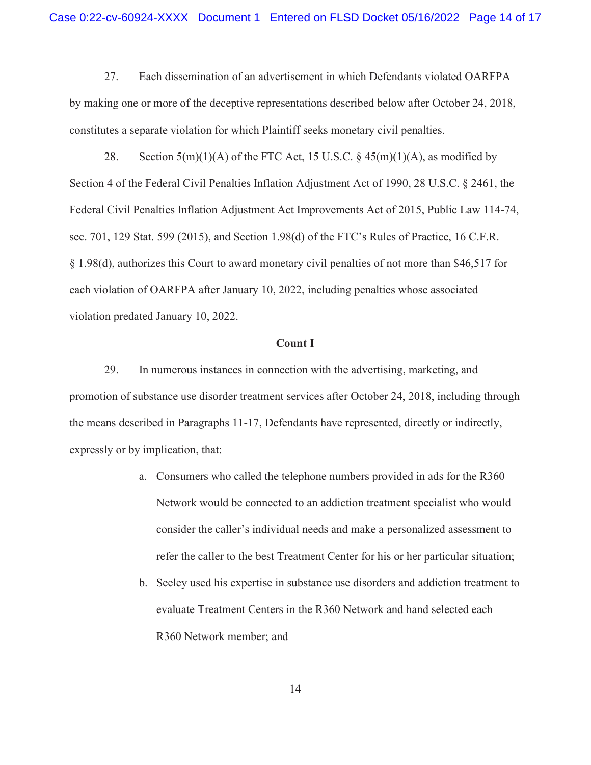27. Each dissemination of an advertisement in which Defendants violated OARFPA by making one or more of the deceptive representations described below after October 24, 2018, constitutes a separate violation for which Plaintiff seeks monetary civil penalties.

28. Section 5(m)(1)(A) of the FTC Act, 15 U.S.C. § 45(m)(1)(A), as modified by Section 4 of the Federal Civil Penalties Inflation Adjustment Act of 1990, 28 U.S.C. § 2461, the Federal Civil Penalties Inflation Adjustment Act Improvements Act of 2015, Public Law 114-74, sec. 701, 129 Stat. 599 (2015), and Section 1.98(d) of the FTC's Rules of Practice, 16 C.F.R. § 1.98(d), authorizes this Court to award monetary civil penalties of not more than $46,517 for each violation of OARFPA after January 10, 2022, including penalties whose associated violation predated January 10, 2022.

**Count I**

29. In numerous instances in connection with the advertising, marketing, and promotion of substance use disorder treatment services after October 24, 2018, including through the means described in Paragraphs 11-17, Defendants have represented, directly or indirectly, expressly or by implication, that:

a. Consumers who called the telephone numbers provided in ads for the R360 Network would be connected to an addiction treatment specialist who would consider the caller's individual needs and make a personalized assessment to refer the caller to the best Treatment Center for his or her particular situation;

b. Seeley used his expertise in substance use disorders and addiction treatment to evaluate Treatment Centers in the R360 Network and hand selected each R360 Network member; and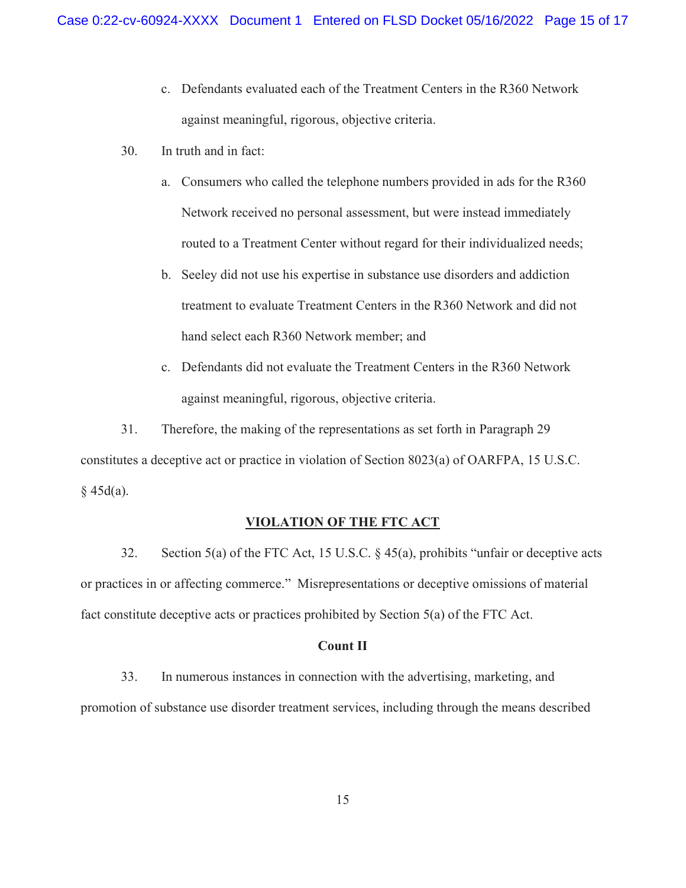c. Defendants evaluated each of the Treatment Centers in the R360 Network against meaningful, rigorous, objective criteria.

30. In truth and in fact:

a. Consumers who called the telephone numbers provided in ads for the R360 Network received no personal assessment, but were instead immediately routed to a Treatment Center without regard for their individualized needs;

b. Seeley did not use his expertise in substance use disorders and addiction treatment to evaluate Treatment Centers in the R360 Network and did not hand select each R360 Network member; and

c. Defendants did not evaluate the Treatment Centers in the R360 Network against meaningful, rigorous, objective criteria.

31. Therefore, the making of the representations as set forth in Paragraph 29 constitutes a deceptive act or practice in violation of Section 8023(a) of OARFPA, 15 U.S.C. § 45d(a).

## VIOLATION OF THE FTC ACT

32. Section 5(a) of the FTC Act, 15 U.S.C. § 45(a), prohibits "unfair or deceptive acts or practices in or affecting commerce." Misrepresentations or deceptive omissions of material fact constitute deceptive acts or practices prohibited by Section 5(a) of the FTC Act.

### Count II

33. In numerous instances in connection with the advertising, marketing, and promotion of substance use disorder treatment services, including through the means described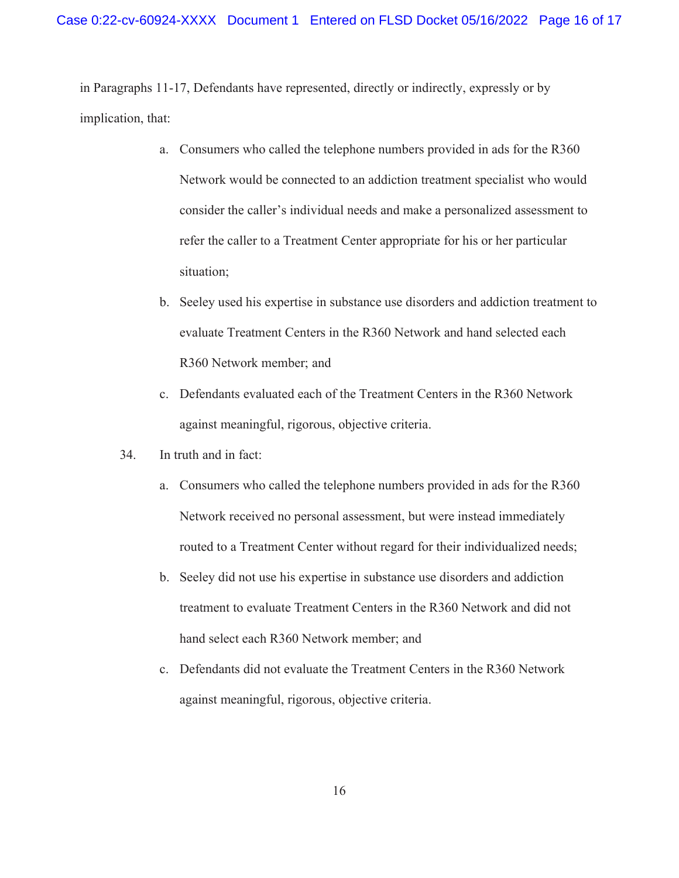in Paragraphs 11-17, Defendants have represented, directly or indirectly, expressly or by implication, that:

a. Consumers who called the telephone numbers provided in ads for the R360 Network would be connected to an addiction treatment specialist who would consider the caller's individual needs and make a personalized assessment to refer the caller to a Treatment Center appropriate for his or her particular situation;

b. Seeley used his expertise in substance use disorders and addiction treatment to evaluate Treatment Centers in the R360 Network and hand selected each R360 Network member; and

c. Defendants evaluated each of the Treatment Centers in the R360 Network against meaningful, rigorous, objective criteria.

34. In truth and in fact:

a. Consumers who called the telephone numbers provided in ads for the R360 Network received no personal assessment, but were instead immediately routed to a Treatment Center without regard for their individualized needs;

b. Seeley did not use his expertise in substance use disorders and addiction treatment to evaluate Treatment Centers in the R360 Network and did not hand select each R360 Network member; and

c. Defendants did not evaluate the Treatment Centers in the R360 Network against meaningful, rigorous, objective criteria.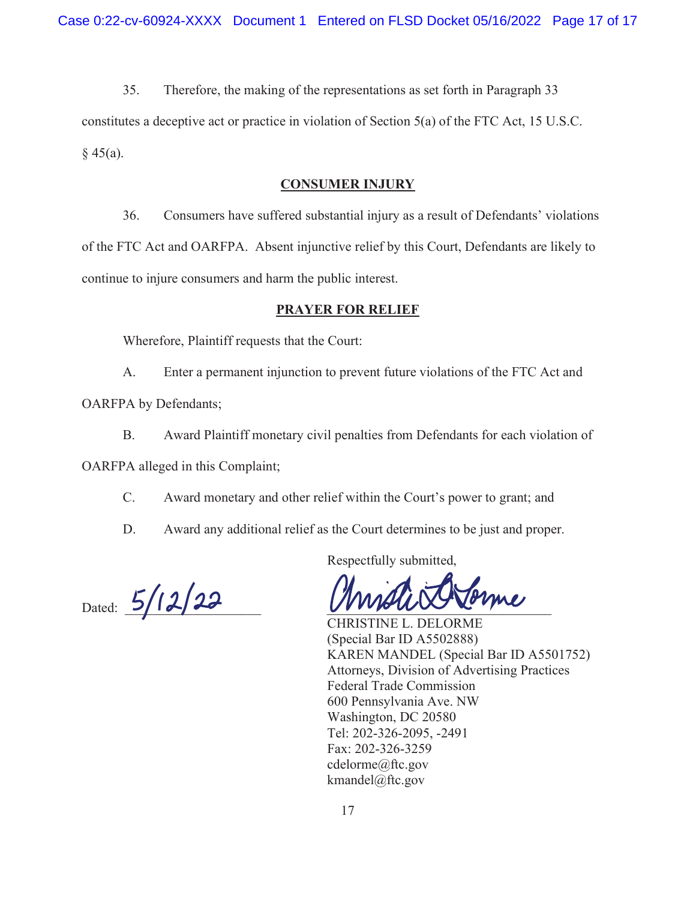35. Therefore, the making of the representations as set forth in Paragraph 33 constitutes a deceptive act or practice in violation of Section 5(a) of the FTC Act, 15 U.S.C. § 45(a).

## CONSUMER INJURY

36. Consumers have suffered substantial injury as a result of Defendants' violations of the FTC Act and OARFPA. Absent injunctive relief by this Court, Defendants are likely to continue to injure consumers and harm the public interest.

## PRAYER FOR RELIEF

Wherefore, Plaintiff requests that the Court:

A. Enter a permanent injunction to prevent future violations of the FTC Act and OARFPA by Defendants;

B. Award Plaintiff monetary civil penalties from Defendants for each violation of OARFPA alleged in this Complaint;

C. Award monetary and other relief within the Court's power to grant; and

D. Award any additional relief as the Court determines to be just and proper.

Dated: 5/12/22

Respectfully submitted,

CHRISTINE L. DELORME
(Special Bar ID A5502888)
KAREN MANDEL (Special Bar ID A5501752)
Attorneys, Division of Advertising Practices
Federal Trade Commission
600 Pennsylvania Ave. NW
Washington, DC 20580
Tel: 202-326-2095, -2491
Fax: 202-326-3259
cdelorme@ftc.gov
kmandel@ftc.gov